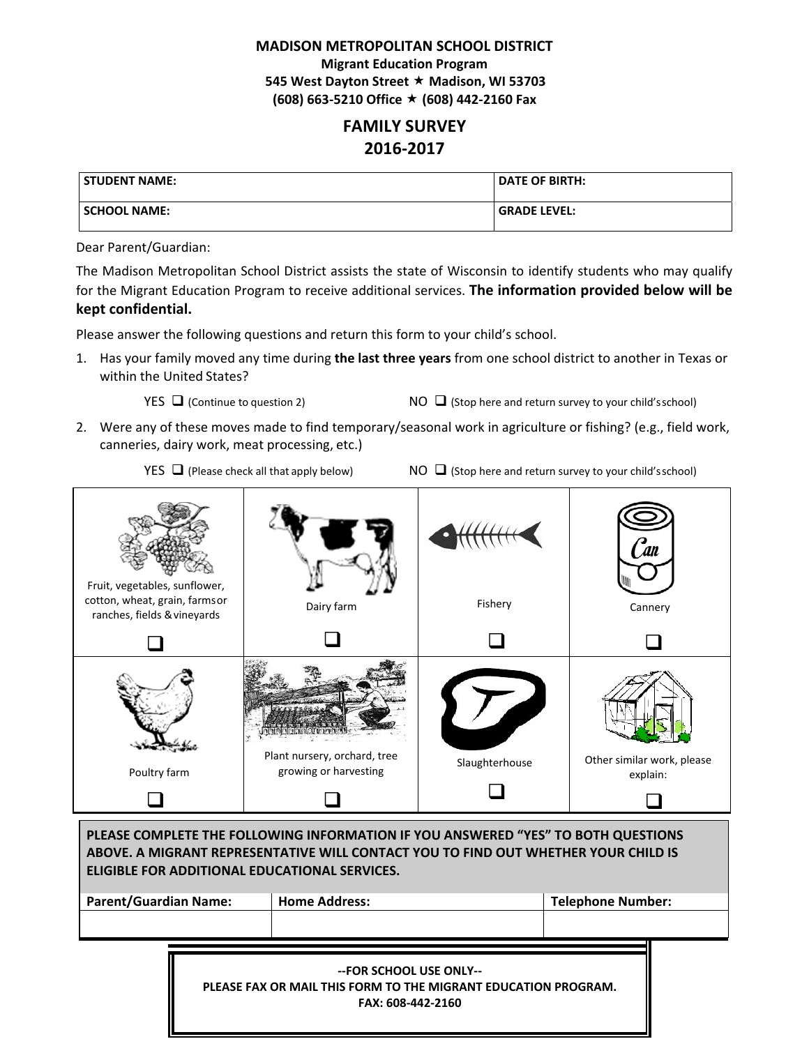**MADISON METROPOLITAN SCHOOL DISTRICT**
**Migrant Education Program**
**545 West Dayton Street ★ Madison, WI 53703**
**(608) 663-5210 Office ★ (608) 442-2160 Fax**

# FAMILY SURVEY
## 2016-2017

| STUDENT NAME: | DATE OF BIRTH: |
|---|---|
| SCHOOL NAME: | GRADE LEVEL: |

Dear Parent/Guardian:

The Madison Metropolitan School District assists the state of Wisconsin to identify students who may qualify for the Migrant Education Program to receive additional services. **The information provided below will be kept confidential.**

Please answer the following questions and return this form to your child's school.

1. Has your family moved any time during **the last three years** from one school district to another in Texas or within the United States?

   YES ❑ (Continue to question 2) NO ❑ (Stop here and return survey to your child's school)

2. Were any of these moves made to find temporary/seasonal work in agriculture or fishing? (e.g., field work, canneries, dairy work, meat processing, etc.)

   YES ❑ (Please check all that apply below) NO ❑ (Stop here and return survey to your child's school)

| | | | |
|---|---|---|---|
| Fruit, vegetables, sunflower, cotton, wheat, grain, farms or ranches, fields & vineyards ❑ | Dairy farm ❑ | Fishery ❑ | Cannery ❑ |
| Poultry farm ❑ | Plant nursery, orchard, tree growing or harvesting ❑ | Slaughterhouse ❑ | Other similar work, please explain: ❑ |

**PLEASE COMPLETE THE FOLLOWING INFORMATION IF YOU ANSWERED "YES" TO BOTH QUESTIONS ABOVE. A MIGRANT REPRESENTATIVE WILL CONTACT YOU TO FIND OUT WHETHER YOUR CHILD IS ELIGIBLE FOR ADDITIONAL EDUCATIONAL SERVICES.**

| Parent/Guardian Name: | Home Address: | Telephone Number: |
|---|---|---|
| | | |

**--FOR SCHOOL USE ONLY--**
**PLEASE FAX OR MAIL THIS FORM TO THE MIGRANT EDUCATION PROGRAM.**
**FAX: 608-442-2160**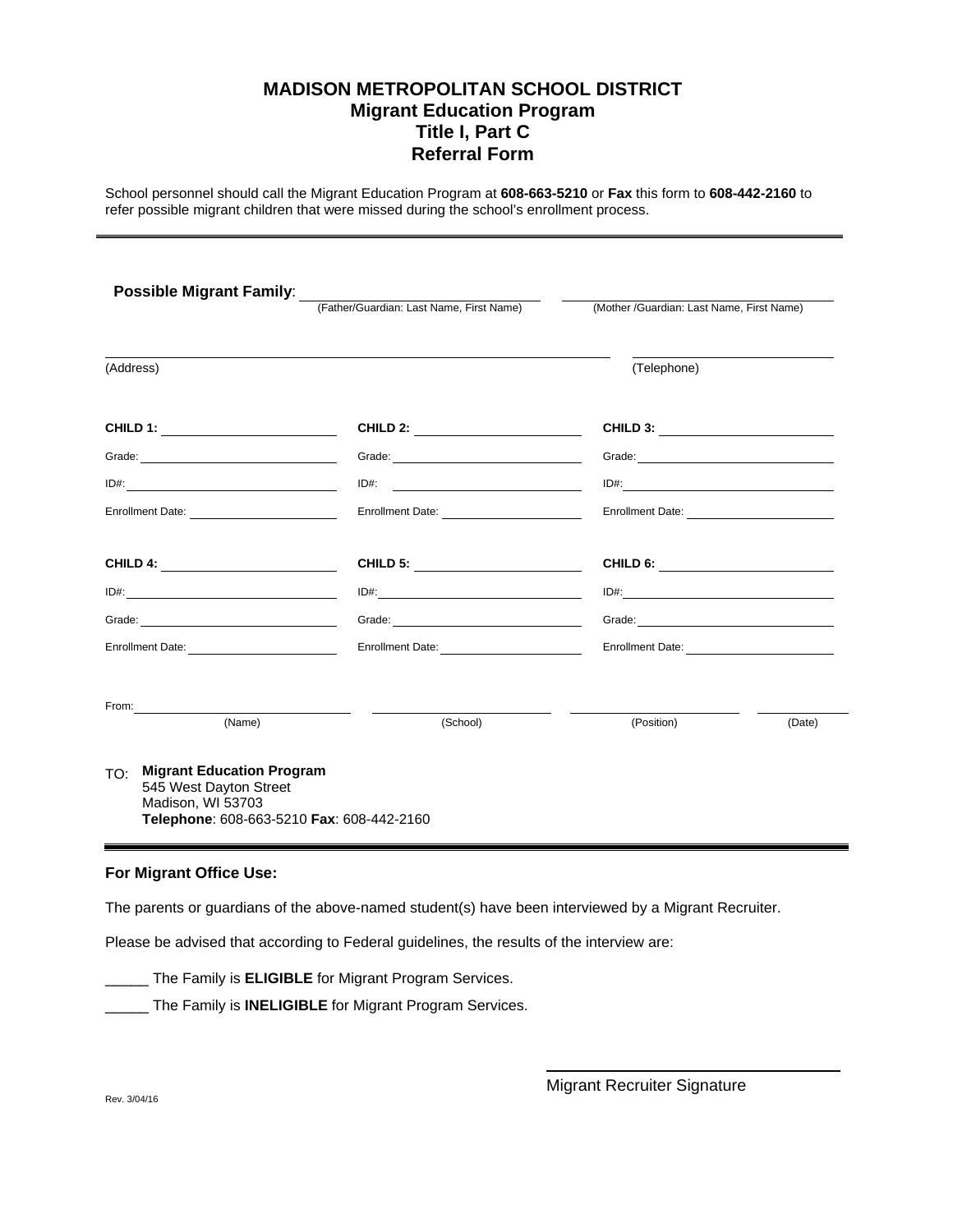# MADISON METROPOLITAN SCHOOL DISTRICT
## Migrant Education Program
## Title I, Part C
## Referral Form

School personnel should call the Migrant Education Program at **608-663-5210** or **Fax** this form to **608-442-2160** to refer possible migrant children that were missed during the school's enrollment process.

---

**Possible Migrant Family**: ______________________ (Father/Guardian: Last Name, First Name) ______________________ (Mother /Guardian: Last Name, First Name)

______________________ (Address) ______________________ (Telephone)

| | | |
|---|---|---|
| **CHILD 1:** ____________ | **CHILD 2:** ____________ | **CHILD 3:** ____________ |
| Grade: ____________ | Grade: ____________ | Grade: ____________ |
| ID#: ____________ | ID#: ____________ | ID#: ____________ |
| Enrollment Date: ____________ | Enrollment Date: ____________ | Enrollment Date: ____________ |
| **CHILD 4:** ____________ | **CHILD 5:** ____________ | **CHILD 6:** ____________ |
| ID#: ____________ | ID#: ____________ | ID#: ____________ |
| Grade: ____________ | Grade: ____________ | Grade: ____________ |
| Enrollment Date: ____________ | Enrollment Date: ____________ | Enrollment Date: ____________ |

From: ______________ (Name) ______________ (School) ______________ (Position) ______ (Date)

TO: **Migrant Education Program**
545 West Dayton Street
Madison, WI 53703
**Telephone**: 608-663-5210 **Fax**: 608-442-2160

---

**For Migrant Office Use:**

The parents or guardians of the above-named student(s) have been interviewed by a Migrant Recruiter.

Please be advised that according to Federal guidelines, the results of the interview are:

_____ The Family is **ELIGIBLE** for Migrant Program Services.

_____ The Family is **INELIGIBLE** for Migrant Program Services.

______________________
Migrant Recruiter Signature

Rev. 3/04/16